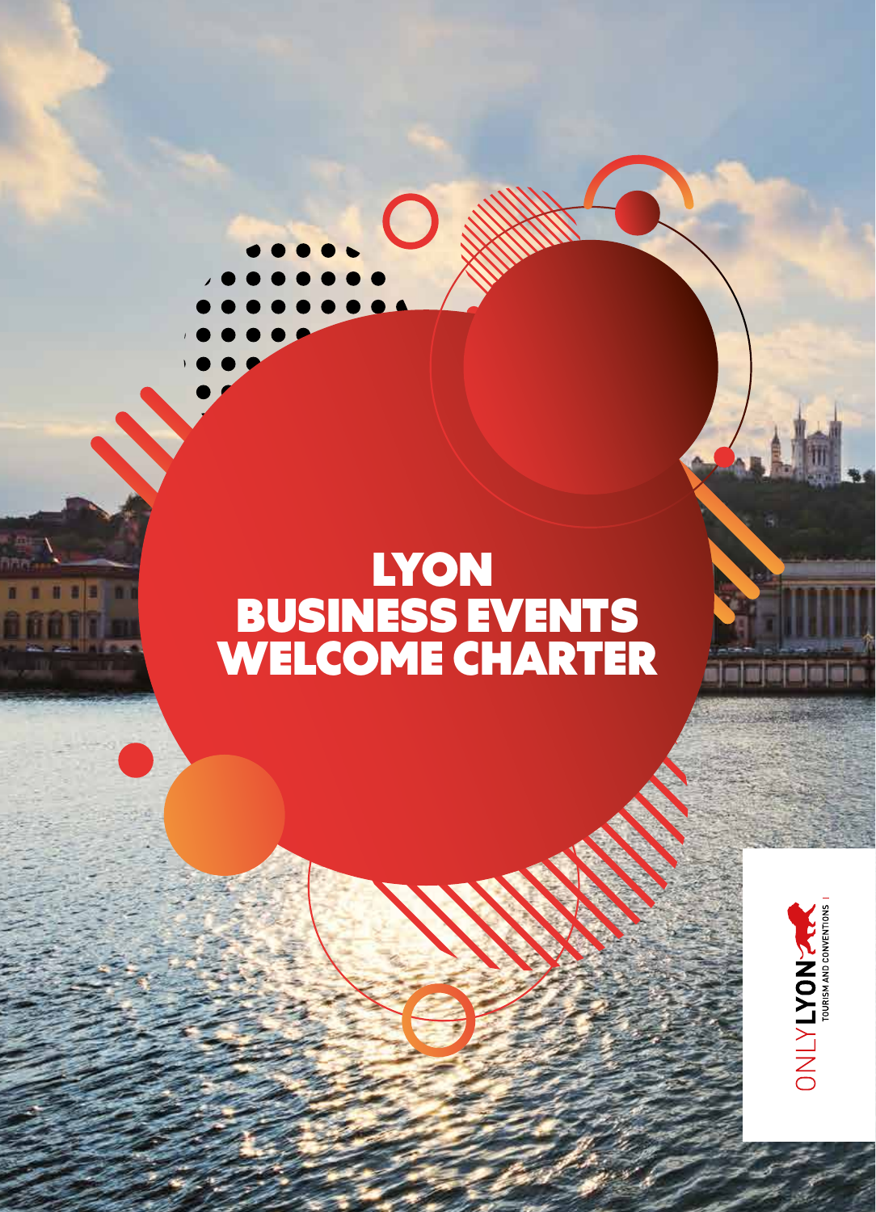# LYON BUSINESS EVENTS WELCOME CHARTER

ONLYLYON TOURISM AND CONVENTIONS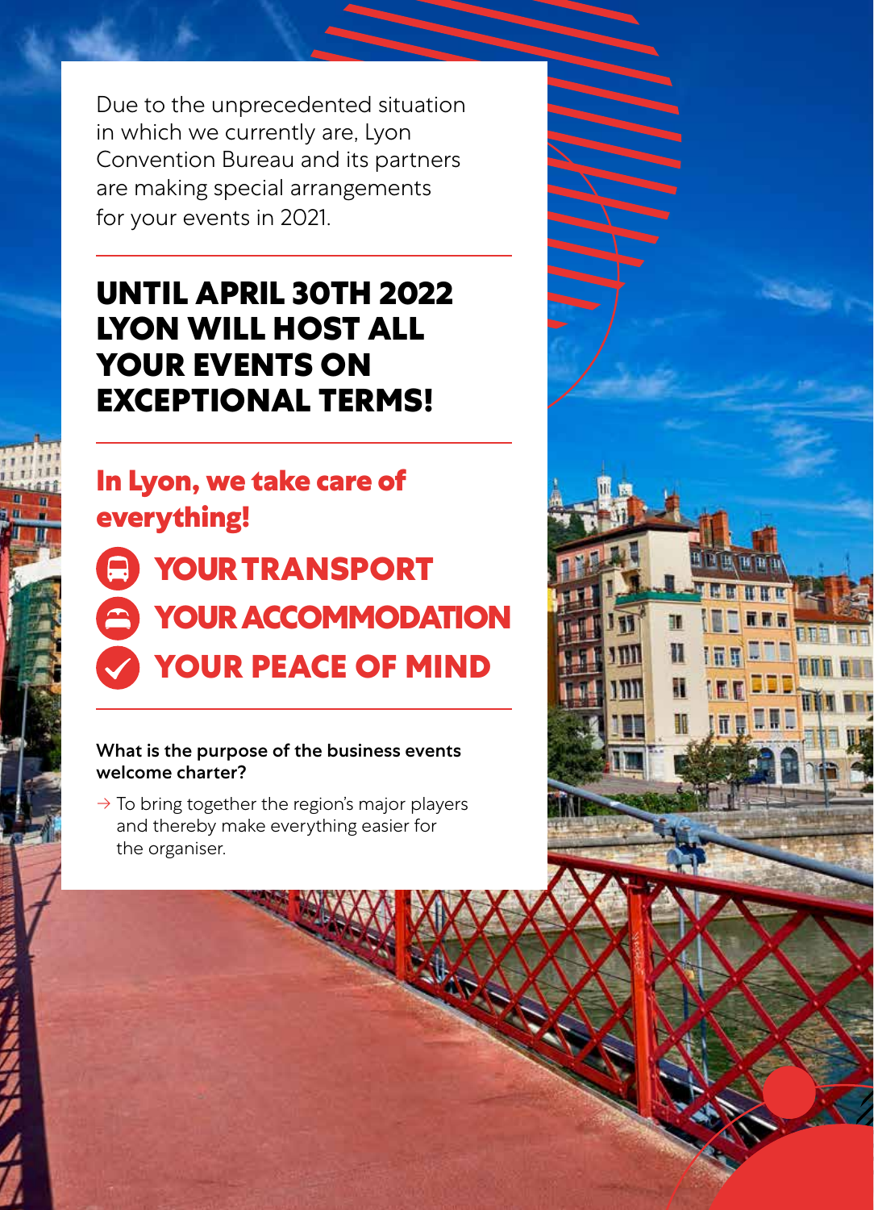Due to the unprecedented situation in which we currently are, Lyon Convention Bureau and its partners are making special arrangements for your events in 2021.

# UNTIL APRIL 30TH 2022 LYON WILL HOST ALL YOUR EVENTS ON EXCEPTIONAL TERMS!

## In Lyon, we take care of everything!

- **YOUR TRANSPORT**
- **YOUR ACCOMMODATION**
- **YOUR PEACE OF MIND**

**What is the purpose of the business events welcome charter?**

→ To bring together the region's major players and thereby make everything easier for the organiser.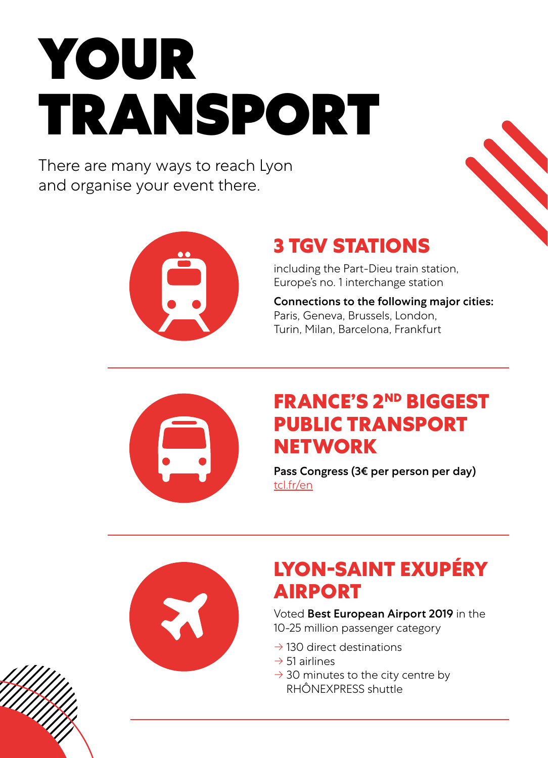# YOUR TRANSPORT

There are many ways to reach Lyon and organise your event there.

## 3 TGV STATIONS

including the Part-Dieu train station, Europe's no. 1 interchange station

**Connections to the following major cities:**
Paris, Geneva, Brussels, London, Turin, Milan, Barcelona, Frankfurt

## FRANCE'S 2ND BIGGEST PUBLIC TRANSPORT NETWORK

**Pass Congress (3€ per person per day)**
tcl.fr/en

## LYON-SAINT EXUPÉRY AIRPORT

Voted **Best European Airport 2019** in the 10-25 million passenger category

- → 130 direct destinations
- → 51 airlines
- → 30 minutes to the city centre by RHÔNEXPRESS shuttle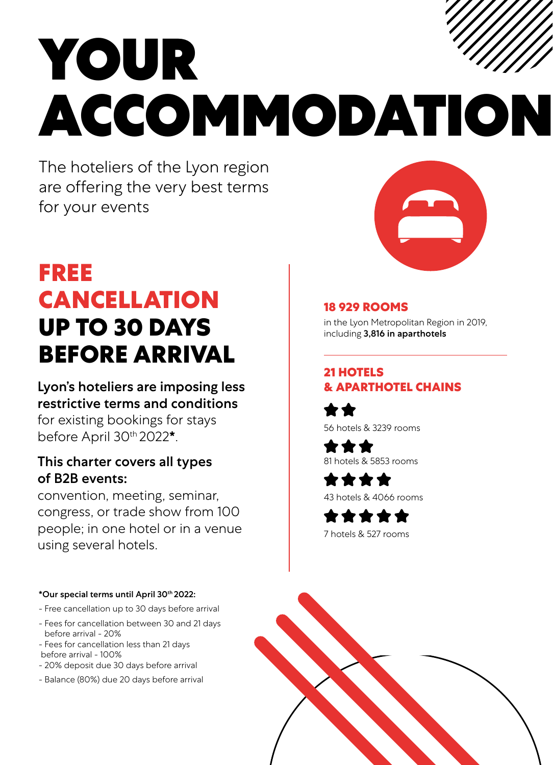# YOUR ACCOMMODATION

The hoteliers of the Lyon region are offering the very best terms for your events

## FREE CANCELLATION UP TO 30 DAYS BEFORE ARRIVAL

**Lyon's hoteliers are imposing less restrictive terms and conditions** for existing bookings for stays before April 30th 2022*.

**This charter covers all types of B2B events:**
convention, meeting, seminar, congress, or trade show from 100 people; in one hotel or in a venue using several hotels.

**18 929 ROOMS**

in the Lyon Metropolitan Region in 2019, including **3,816 in aparthotels**

**21 HOTELS & APARTHOTEL CHAINS**

★★
56 hotels & 3239 rooms

★★★
81 hotels & 5853 rooms

★★★★
43 hotels & 4066 rooms

★★★★★
7 hotels & 527 rooms

**\*Our special terms until April 30th 2022:**

- Free cancellation up to 30 days before arrival
- Fees for cancellation between 30 and 21 days before arrival - 20%
- Fees for cancellation less than 21 days before arrival - 100%
- 20% deposit due 30 days before arrival
- Balance (80%) due 20 days before arrival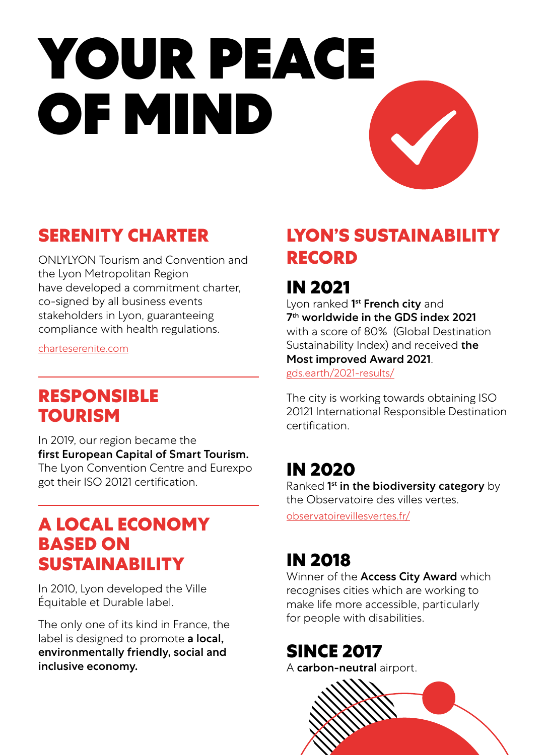# YOUR PEACE OF MIND

## SERENITY CHARTER

ONLYLYON Tourism and Convention and the Lyon Metropolitan Region have developed a commitment charter, co-signed by all business events stakeholders in Lyon, guaranteeing compliance with health regulations.

charteserenite.com

## RESPONSIBLE TOURISM

In 2019, our region became the **first European Capital of Smart Tourism.** The Lyon Convention Centre and Eurexpo got their ISO 20121 certification.

## A LOCAL ECONOMY BASED ON SUSTAINABILITY

In 2010, Lyon developed the Ville Équitable et Durable label.

The only one of its kind in France, the label is designed to promote **a local, environmentally friendly, social and inclusive economy.**

## LYON'S SUSTAINABILITY RECORD

### IN 2021

Lyon ranked **1st French city** and **7th worldwide in the GDS index 2021** with a score of 80% (Global Destination Sustainability Index) and received **the Most improved Award 2021**.

gds.earth/2021-results/

The city is working towards obtaining ISO 20121 International Responsible Destination certification.

### IN 2020

Ranked **1st in the biodiversity category** by the Observatoire des villes vertes.

observatoirevillesvertes.fr/

### IN 2018

Winner of the **Access City Award** which recognises cities which are working to make life more accessible, particularly for people with disabilities.

### SINCE 2017

A **carbon-neutral** airport.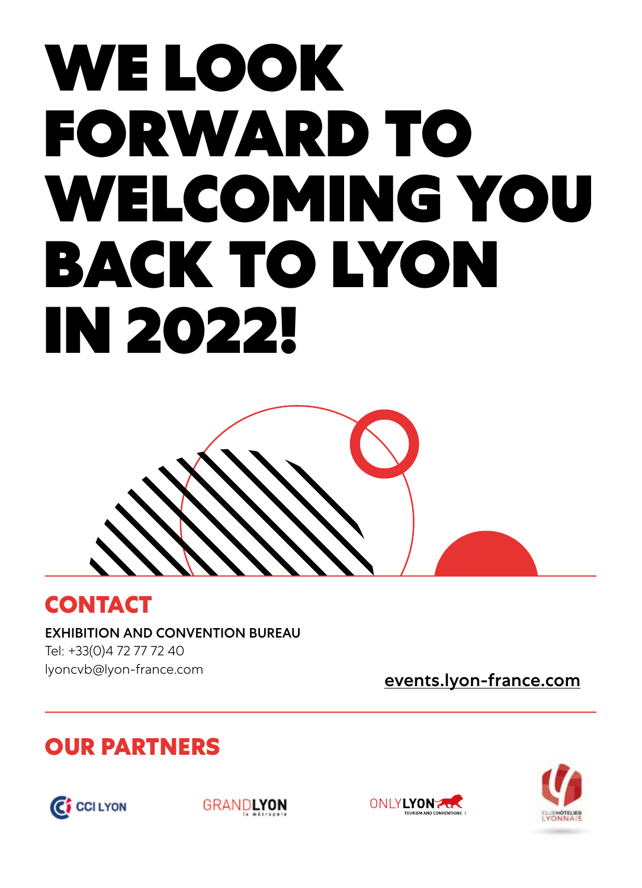# WE LOOK FORWARD TO WELCOMING YOU BACK TO LYON IN 2022!

## CONTACT

**EXHIBITION AND CONVENTION BUREAU**
Tel: +33(0)4 72 77 72 40
lyoncvb@lyon-france.com

events.lyon-france.com

## OUR PARTNERS